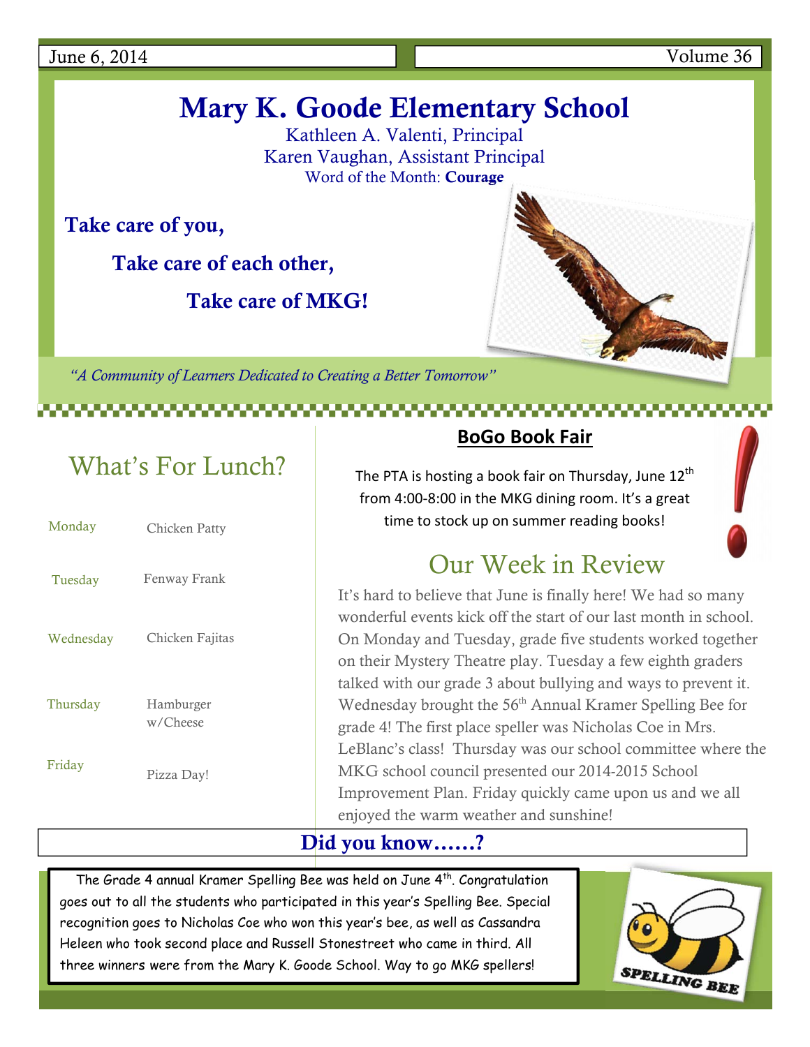June 6, 2014 | Volume 36

# Mary K. Goode Elementary School

Kathleen A. Valenti, Principal
Karen Vaughan, Assistant Principal
Word of the Month: **Courage**

**Take care of you,**

**Take care of each other,**

**Take care of MKG!**

*"A Community of Learners Dedicated to Creating a Better Tomorrow"*

## What's For Lunch?

| | |
|---|---|
| Monday | Chicken Patty |
| Tuesday | Fenway Frank |
| Wednesday | Chicken Fajitas |
| Thursday | Hamburger w/Cheese |
| Friday | Pizza Day! |

## BoGo Book Fair

The PTA is hosting a book fair on Thursday, June 12th from 4:00-8:00 in the MKG dining room. It's a great time to stock up on summer reading books!

## Our Week in Review

It's hard to believe that June is finally here! We had so many wonderful events kick off the start of our last month in school. On Monday and Tuesday, grade five students worked together on their Mystery Theatre play. Tuesday a few eighth graders talked with our grade 3 about bullying and ways to prevent it. Wednesday brought the 56th Annual Kramer Spelling Bee for grade 4! The first place speller was Nicholas Coe in Mrs. LeBlanc's class! Thursday was our school committee where the MKG school council presented our 2014-2015 School Improvement Plan. Friday quickly came upon us and we all enjoyed the warm weather and sunshine!

## Did you know……?

The Grade 4 annual Kramer Spelling Bee was held on June 4th. Congratulation goes out to all the students who participated in this year's Spelling Bee. Special recognition goes to Nicholas Coe who won this year's bee, as well as Cassandra Heleen who took second place and Russell Stonestreet who came in third. All three winners were from the Mary K. Goode School. Way to go MKG spellers!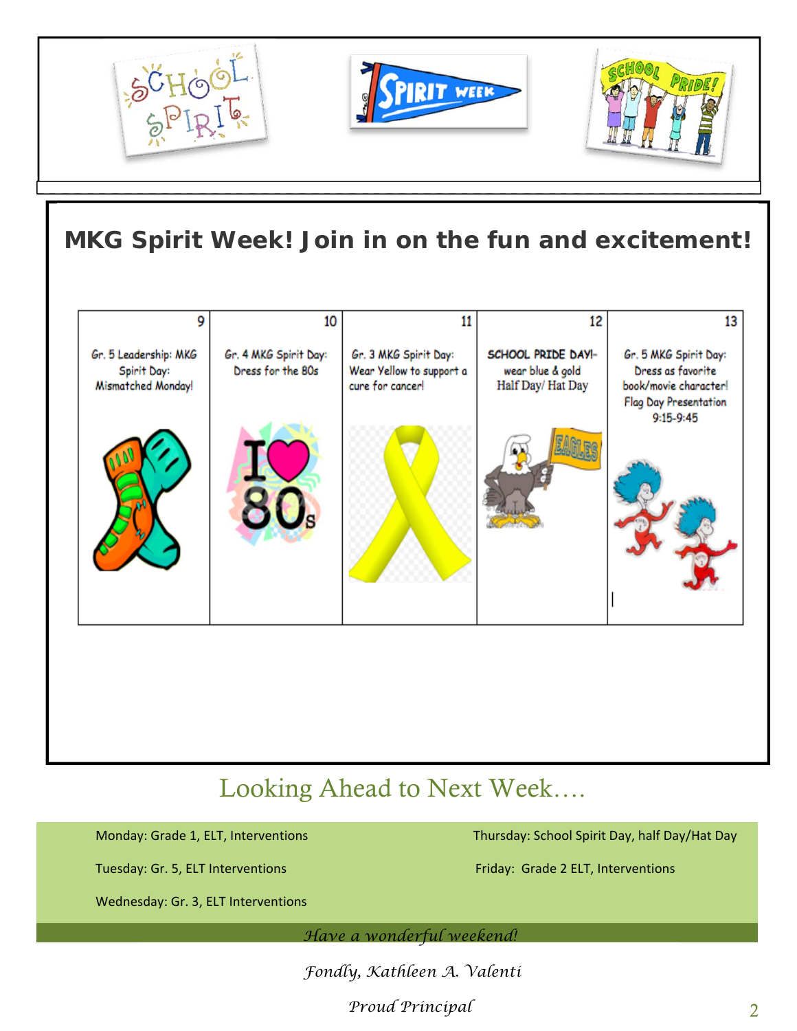## MKG Spirit Week! Join in on the fun and excitement!

| 9 | 10 | 11 | 12 | 13 |
|---|---|---|---|---|
| Gr. 5 Leadership: MKG Spirit Day: Mismatched Monday! | Gr. 4 MKG Spirit Day: Dress for the 80s | Gr. 3 MKG Spirit Day: Wear Yellow to support a cure for cancer! | SCHOOL PRIDE DAY!- wear blue & gold Half Day/ Hat Day | Gr. 5 MKG Spirit Day: Dress as favorite book/movie character! Flag Day Presentation 9:15-9:45 |

## Looking Ahead to Next Week….

Monday: Grade 1, ELT, Interventions

Tuesday: Gr. 5, ELT Interventions

Wednesday: Gr. 3, ELT Interventions

Thursday: School Spirit Day, half Day/Hat Day

Friday: Grade 2 ELT, Interventions

*Have a wonderful weekend!*

*Fondly, Kathleen A. Valenti*

*Proud Principal*